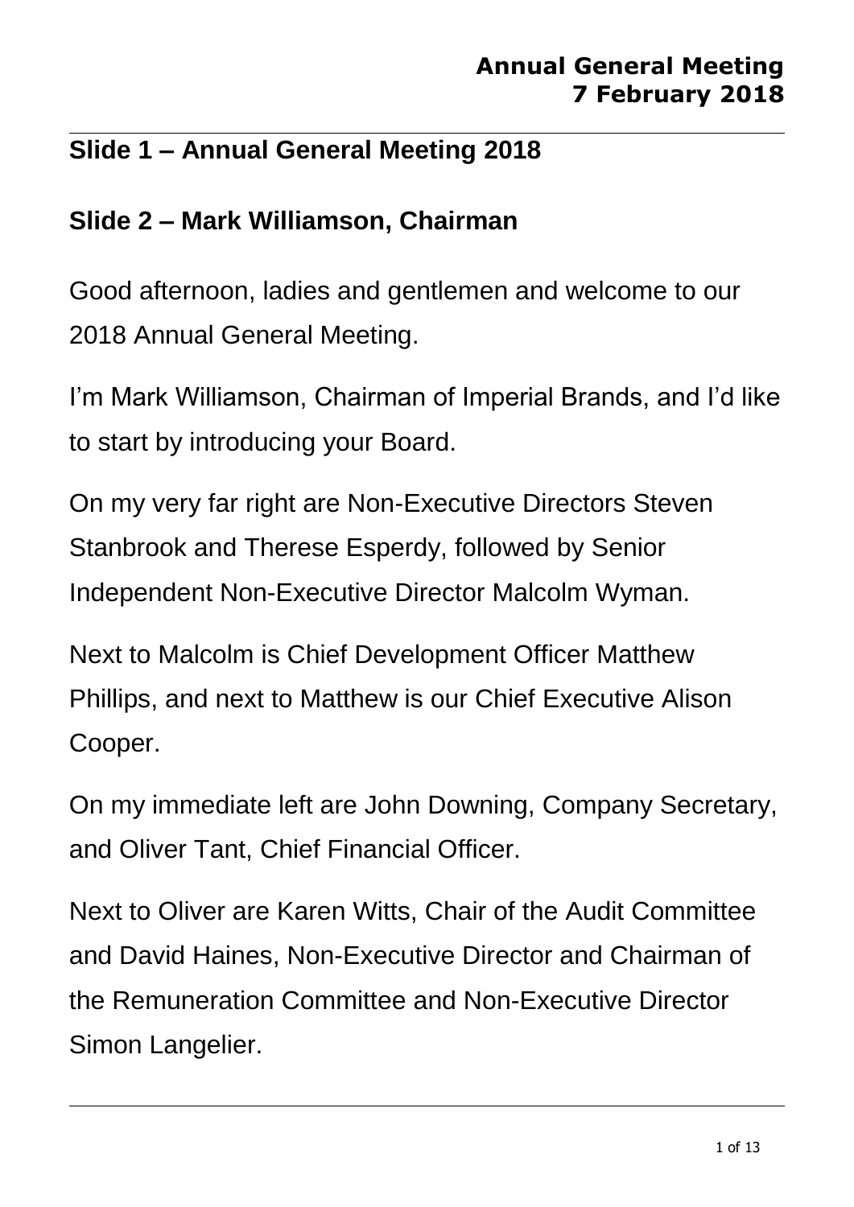**Annual General Meeting**
**7 February 2018**

## Slide 1 – Annual General Meeting 2018

## Slide 2 – Mark Williamson, Chairman

Good afternoon, ladies and gentlemen and welcome to our 2018 Annual General Meeting.

I'm Mark Williamson, Chairman of Imperial Brands, and I'd like to start by introducing your Board.

On my very far right are Non-Executive Directors Steven Stanbrook and Therese Esperdy, followed by Senior Independent Non-Executive Director Malcolm Wyman.

Next to Malcolm is Chief Development Officer Matthew Phillips, and next to Matthew is our Chief Executive Alison Cooper.

On my immediate left are John Downing, Company Secretary, and Oliver Tant, Chief Financial Officer.

Next to Oliver are Karen Witts, Chair of the Audit Committee and David Haines, Non-Executive Director and Chairman of the Remuneration Committee and Non-Executive Director Simon Langelier.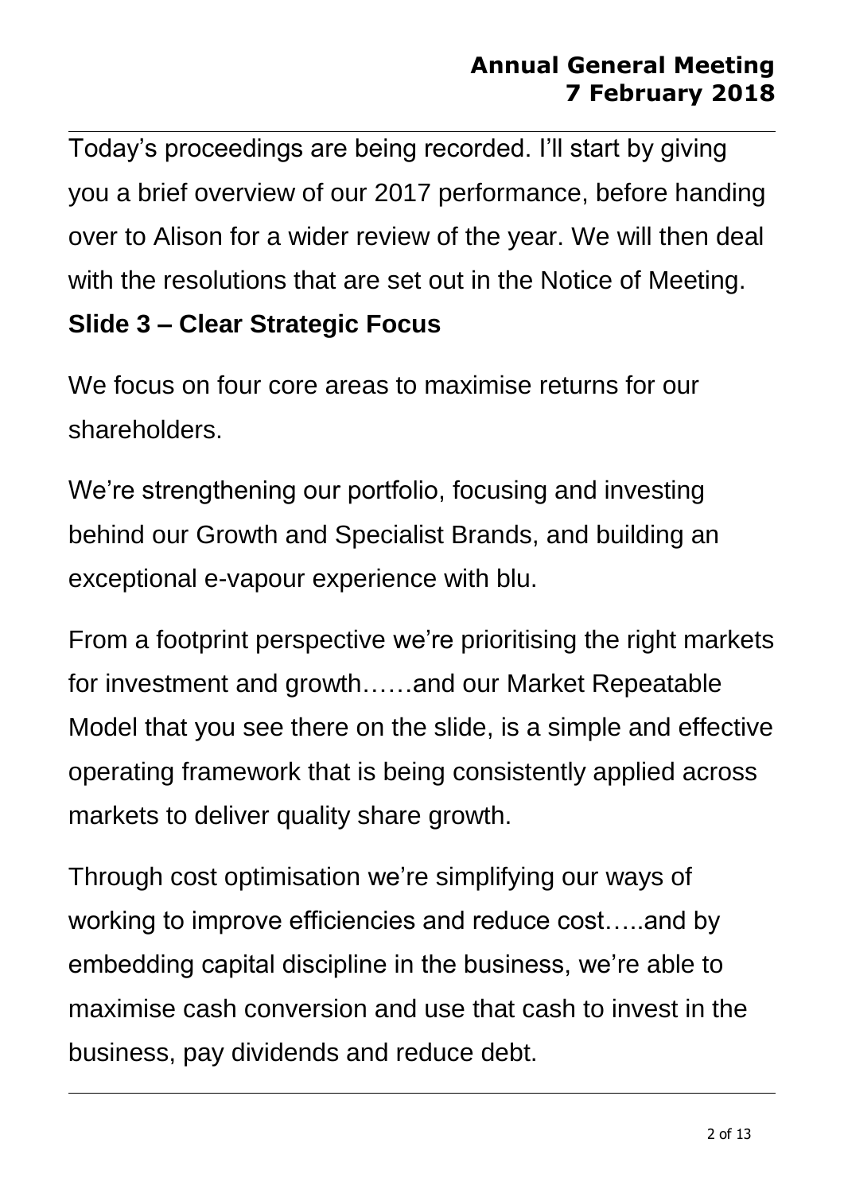Today's proceedings are being recorded. I'll start by giving you a brief overview of our 2017 performance, before handing over to Alison for a wider review of the year. We will then deal with the resolutions that are set out in the Notice of Meeting.

**Slide 3 – Clear Strategic Focus**

We focus on four core areas to maximise returns for our shareholders.

We're strengthening our portfolio, focusing and investing behind our Growth and Specialist Brands, and building an exceptional e-vapour experience with blu.

From a footprint perspective we're prioritising the right markets for investment and growth……and our Market Repeatable Model that you see there on the slide, is a simple and effective operating framework that is being consistently applied across markets to deliver quality share growth.

Through cost optimisation we're simplifying our ways of working to improve efficiencies and reduce cost…..and by embedding capital discipline in the business, we're able to maximise cash conversion and use that cash to invest in the business, pay dividends and reduce debt.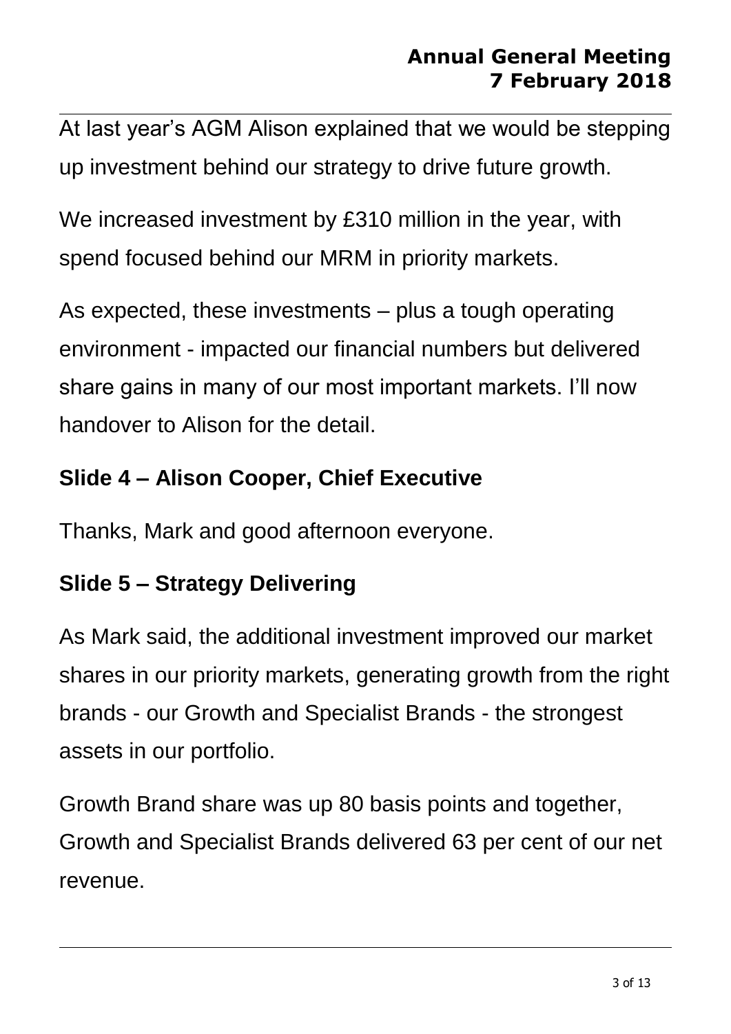At last year's AGM Alison explained that we would be stepping up investment behind our strategy to drive future growth.

We increased investment by £310 million in the year, with spend focused behind our MRM in priority markets.

As expected, these investments – plus a tough operating environment - impacted our financial numbers but delivered share gains in many of our most important markets. I'll now handover to Alison for the detail.

## Slide 4 – Alison Cooper, Chief Executive

Thanks, Mark and good afternoon everyone.

## Slide 5 – Strategy Delivering

As Mark said, the additional investment improved our market shares in our priority markets, generating growth from the right brands - our Growth and Specialist Brands - the strongest assets in our portfolio.

Growth Brand share was up 80 basis points and together, Growth and Specialist Brands delivered 63 per cent of our net revenue.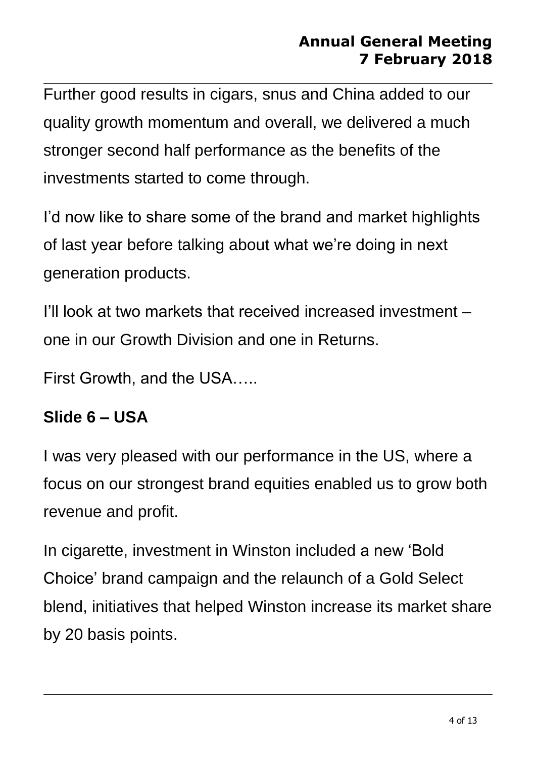Further good results in cigars, snus and China added to our quality growth momentum and overall, we delivered a much stronger second half performance as the benefits of the investments started to come through.

I'd now like to share some of the brand and market highlights of last year before talking about what we're doing in next generation products.

I'll look at two markets that received increased investment – one in our Growth Division and one in Returns.

First Growth, and the USA…..

**Slide 6 – USA**

I was very pleased with our performance in the US, where a focus on our strongest brand equities enabled us to grow both revenue and profit.

In cigarette, investment in Winston included a new 'Bold Choice' brand campaign and the relaunch of a Gold Select blend, initiatives that helped Winston increase its market share by 20 basis points.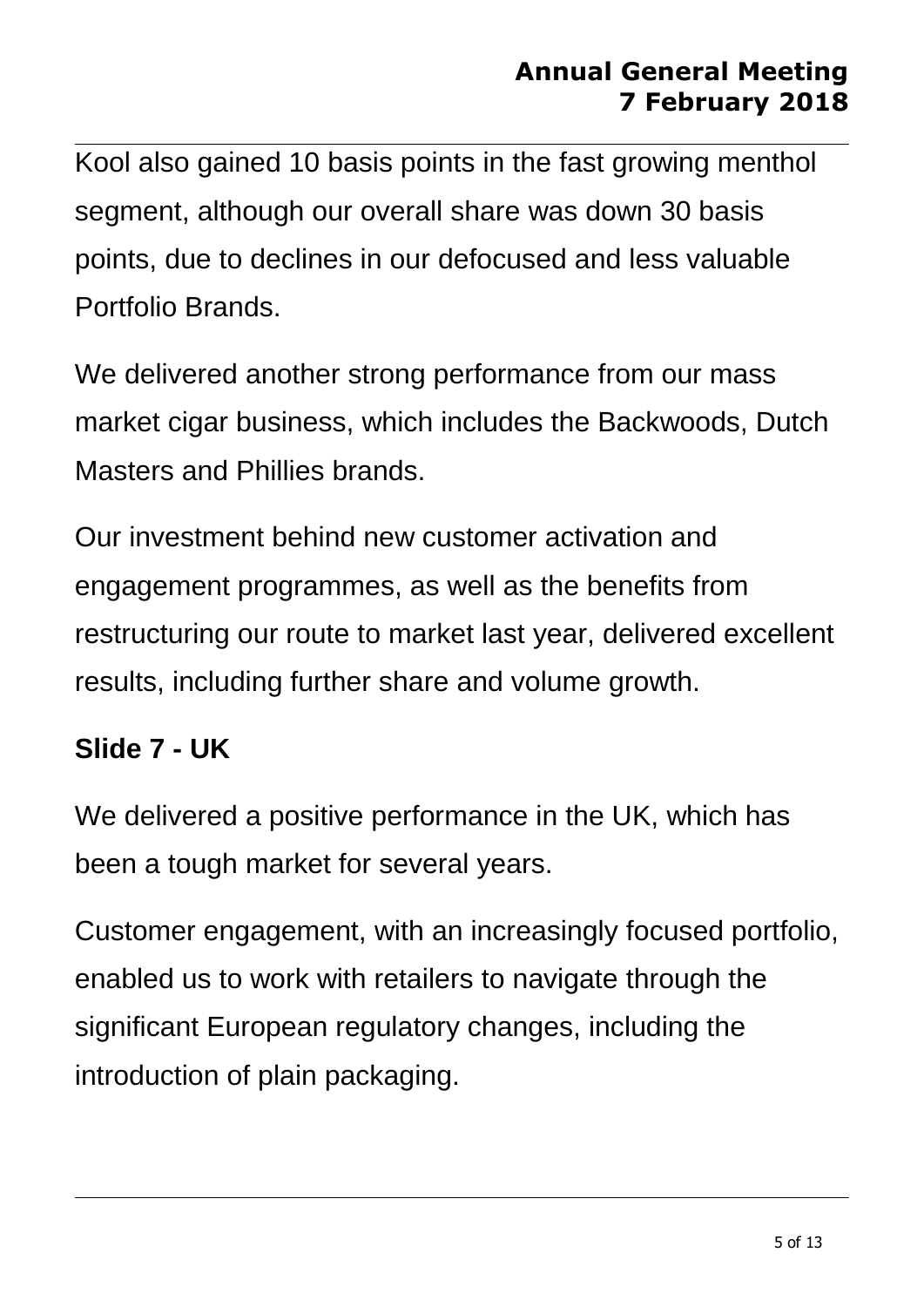Kool also gained 10 basis points in the fast growing menthol segment, although our overall share was down 30 basis points, due to declines in our defocused and less valuable Portfolio Brands.

We delivered another strong performance from our mass market cigar business, which includes the Backwoods, Dutch Masters and Phillies brands.

Our investment behind new customer activation and engagement programmes, as well as the benefits from restructuring our route to market last year, delivered excellent results, including further share and volume growth.

**Slide 7 - UK**

We delivered a positive performance in the UK, which has been a tough market for several years.

Customer engagement, with an increasingly focused portfolio, enabled us to work with retailers to navigate through the significant European regulatory changes, including the introduction of plain packaging.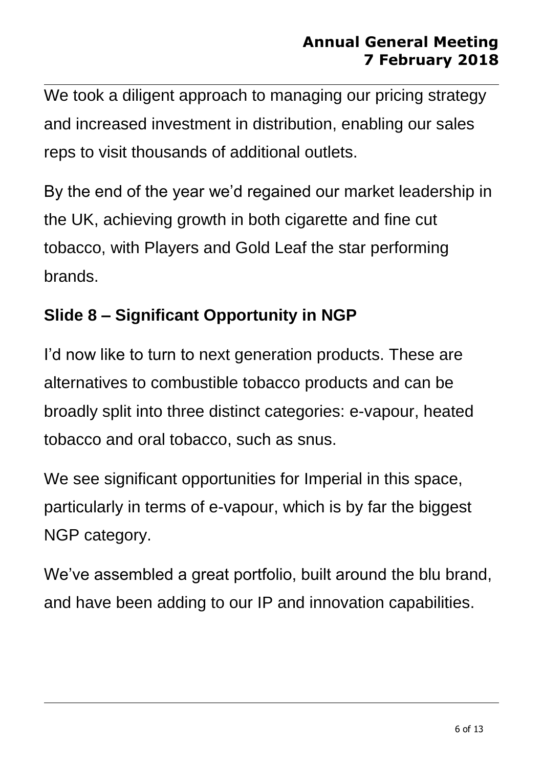We took a diligent approach to managing our pricing strategy and increased investment in distribution, enabling our sales reps to visit thousands of additional outlets.

By the end of the year we'd regained our market leadership in the UK, achieving growth in both cigarette and fine cut tobacco, with Players and Gold Leaf the star performing brands.

## Slide 8 – Significant Opportunity in NGP

I'd now like to turn to next generation products. These are alternatives to combustible tobacco products and can be broadly split into three distinct categories: e-vapour, heated tobacco and oral tobacco, such as snus.

We see significant opportunities for Imperial in this space, particularly in terms of e-vapour, which is by far the biggest NGP category.

We've assembled a great portfolio, built around the blu brand, and have been adding to our IP and innovation capabilities.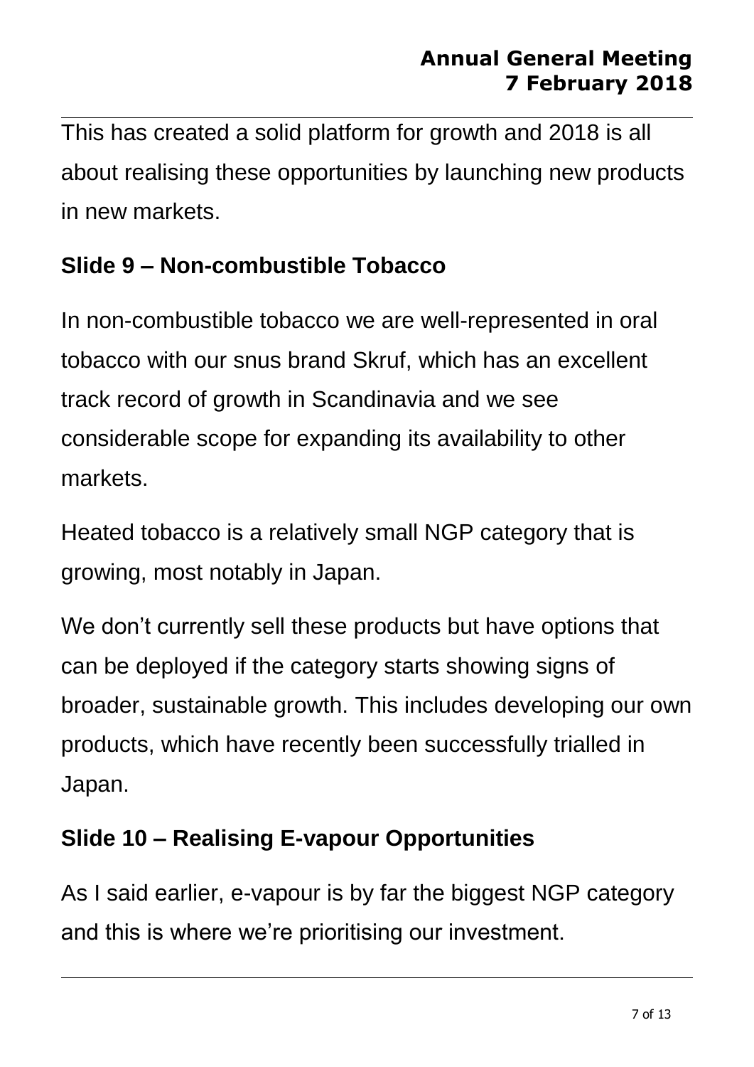This has created a solid platform for growth and 2018 is all about realising these opportunities by launching new products in new markets.

## Slide 9 – Non-combustible Tobacco

In non-combustible tobacco we are well-represented in oral tobacco with our snus brand Skruf, which has an excellent track record of growth in Scandinavia and we see considerable scope for expanding its availability to other markets.

Heated tobacco is a relatively small NGP category that is growing, most notably in Japan.

We don't currently sell these products but have options that can be deployed if the category starts showing signs of broader, sustainable growth. This includes developing our own products, which have recently been successfully trialled in Japan.

## Slide 10 – Realising E-vapour Opportunities

As I said earlier, e-vapour is by far the biggest NGP category and this is where we're prioritising our investment.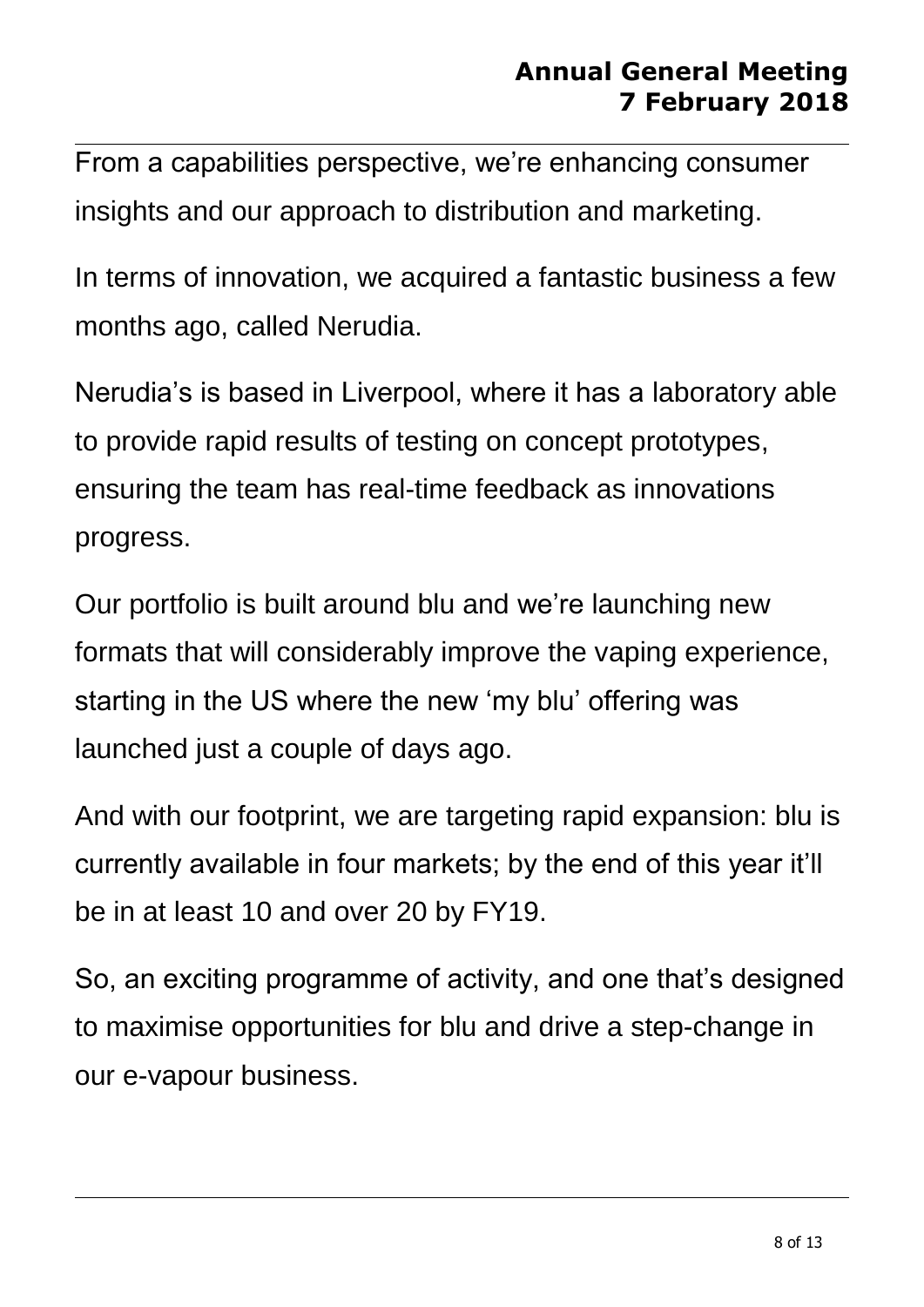From a capabilities perspective, we're enhancing consumer insights and our approach to distribution and marketing.

In terms of innovation, we acquired a fantastic business a few months ago, called Nerudia.

Nerudia's is based in Liverpool, where it has a laboratory able to provide rapid results of testing on concept prototypes, ensuring the team has real-time feedback as innovations progress.

Our portfolio is built around blu and we're launching new formats that will considerably improve the vaping experience, starting in the US where the new 'my blu' offering was launched just a couple of days ago.

And with our footprint, we are targeting rapid expansion: blu is currently available in four markets; by the end of this year it'll be in at least 10 and over 20 by FY19.

So, an exciting programme of activity, and one that's designed to maximise opportunities for blu and drive a step-change in our e-vapour business.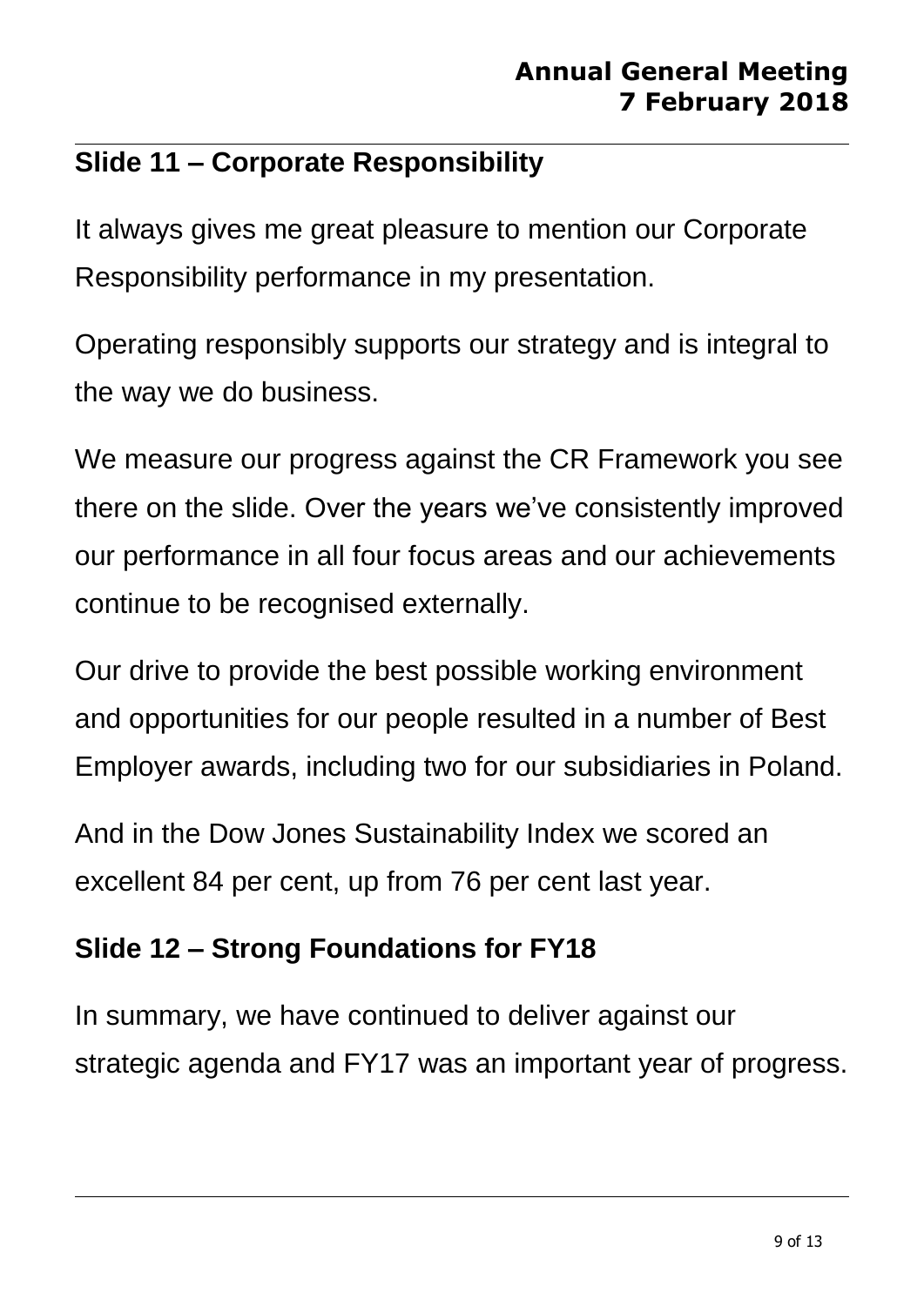## Slide 11 – Corporate Responsibility

It always gives me great pleasure to mention our Corporate Responsibility performance in my presentation.

Operating responsibly supports our strategy and is integral to the way we do business.

We measure our progress against the CR Framework you see there on the slide. Over the years we've consistently improved our performance in all four focus areas and our achievements continue to be recognised externally.

Our drive to provide the best possible working environment and opportunities for our people resulted in a number of Best Employer awards, including two for our subsidiaries in Poland.

And in the Dow Jones Sustainability Index we scored an excellent 84 per cent, up from 76 per cent last year.

## Slide 12 – Strong Foundations for FY18

In summary, we have continued to deliver against our strategic agenda and FY17 was an important year of progress.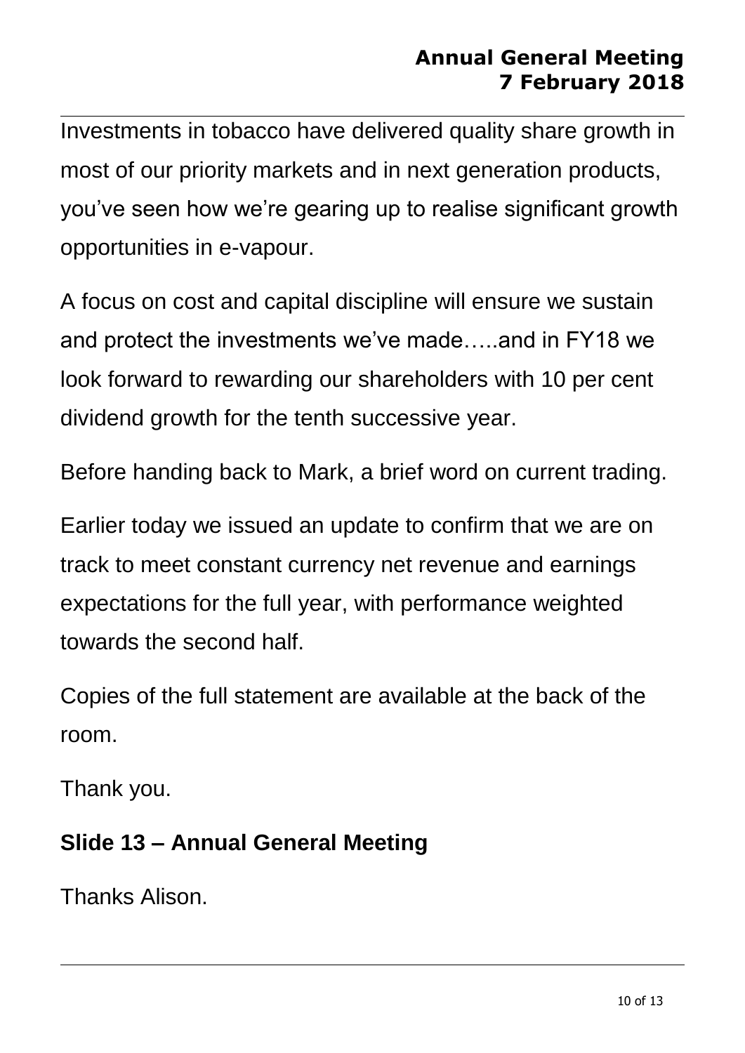Investments in tobacco have delivered quality share growth in most of our priority markets and in next generation products, you've seen how we're gearing up to realise significant growth opportunities in e-vapour.

A focus on cost and capital discipline will ensure we sustain and protect the investments we've made…..and in FY18 we look forward to rewarding our shareholders with 10 per cent dividend growth for the tenth successive year.

Before handing back to Mark, a brief word on current trading.

Earlier today we issued an update to confirm that we are on track to meet constant currency net revenue and earnings expectations for the full year, with performance weighted towards the second half.

Copies of the full statement are available at the back of the room.

Thank you.

## Slide 13 – Annual General Meeting

Thanks Alison.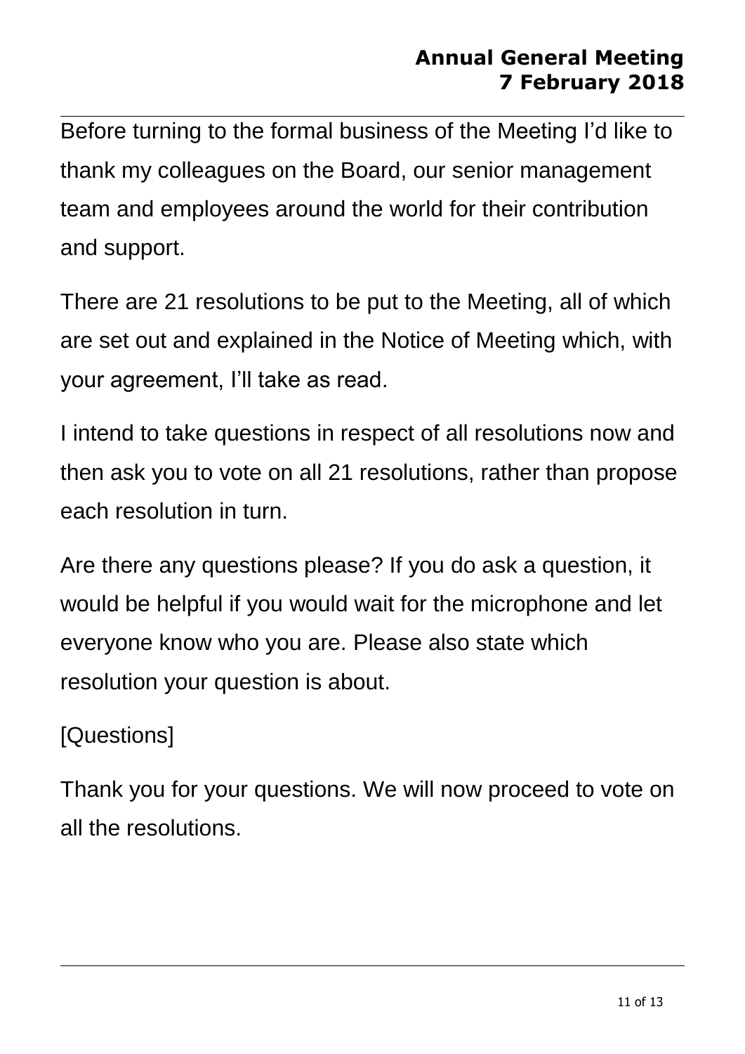Before turning to the formal business of the Meeting I'd like to thank my colleagues on the Board, our senior management team and employees around the world for their contribution and support.

There are 21 resolutions to be put to the Meeting, all of which are set out and explained in the Notice of Meeting which, with your agreement, I'll take as read.

I intend to take questions in respect of all resolutions now and then ask you to vote on all 21 resolutions, rather than propose each resolution in turn.

Are there any questions please? If you do ask a question, it would be helpful if you would wait for the microphone and let everyone know who you are. Please also state which resolution your question is about.

[Questions]

Thank you for your questions. We will now proceed to vote on all the resolutions.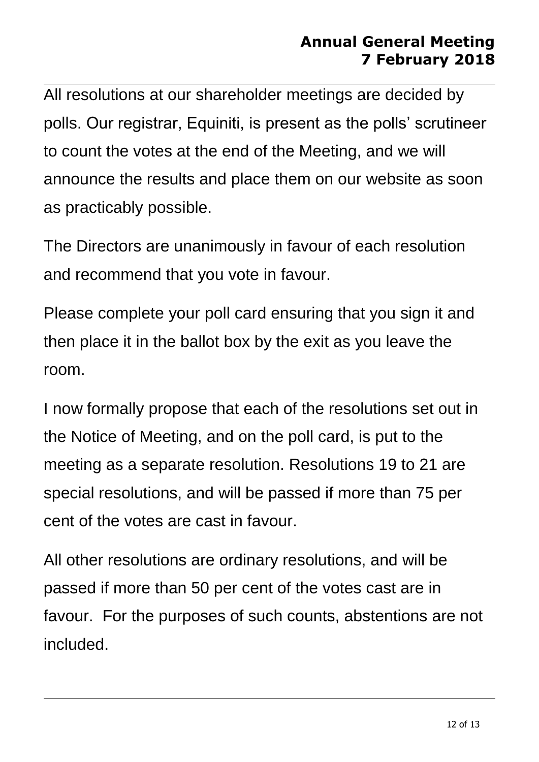All resolutions at our shareholder meetings are decided by polls. Our registrar, Equiniti, is present as the polls' scrutineer to count the votes at the end of the Meeting, and we will announce the results and place them on our website as soon as practicably possible.

The Directors are unanimously in favour of each resolution and recommend that you vote in favour.

Please complete your poll card ensuring that you sign it and then place it in the ballot box by the exit as you leave the room.

I now formally propose that each of the resolutions set out in the Notice of Meeting, and on the poll card, is put to the meeting as a separate resolution. Resolutions 19 to 21 are special resolutions, and will be passed if more than 75 per cent of the votes are cast in favour.

All other resolutions are ordinary resolutions, and will be passed if more than 50 per cent of the votes cast are in favour. For the purposes of such counts, abstentions are not included.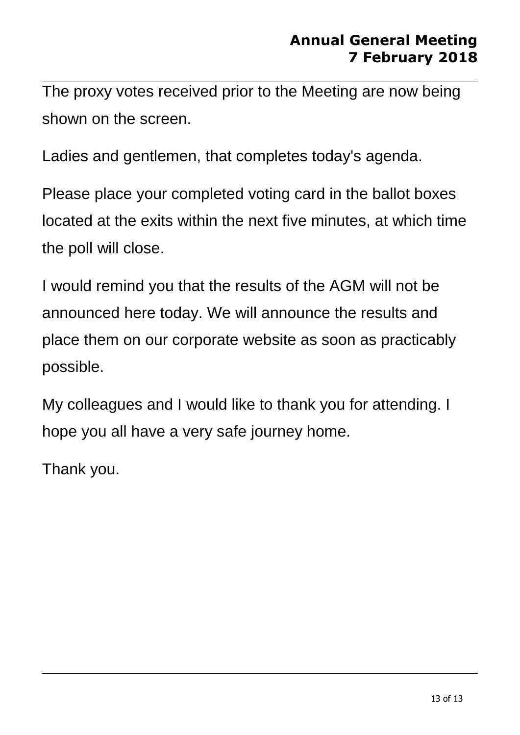The proxy votes received prior to the Meeting are now being shown on the screen.

Ladies and gentlemen, that completes today's agenda.

Please place your completed voting card in the ballot boxes located at the exits within the next five minutes, at which time the poll will close.

I would remind you that the results of the AGM will not be announced here today. We will announce the results and place them on our corporate website as soon as practicably possible.

My colleagues and I would like to thank you for attending. I hope you all have a very safe journey home.

Thank you.